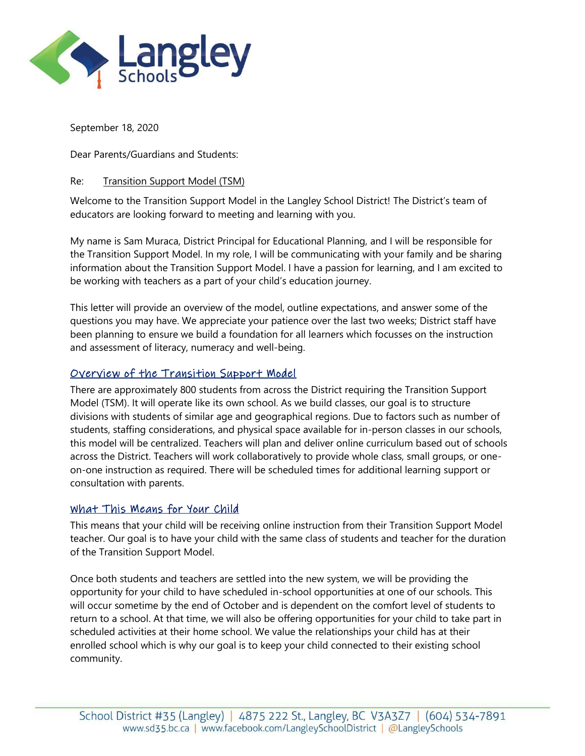Langley Schools

September 18, 2020

Dear Parents/Guardians and Students:

Re: Transition Support Model (TSM)

Welcome to the Transition Support Model in the Langley School District! The District's team of educators are looking forward to meeting and learning with you.

My name is Sam Muraca, District Principal for Educational Planning, and I will be responsible for the Transition Support Model. In my role, I will be communicating with your family and be sharing information about the Transition Support Model. I have a passion for learning, and I am excited to be working with teachers as a part of your child's education journey.

This letter will provide an overview of the model, outline expectations, and answer some of the questions you may have. We appreciate your patience over the last two weeks; District staff have been planning to ensure we build a foundation for all learners which focusses on the instruction and assessment of literacy, numeracy and well-being.

## Overview of the Transition Support Model

There are approximately 800 students from across the District requiring the Transition Support Model (TSM). It will operate like its own school. As we build classes, our goal is to structure divisions with students of similar age and geographical regions. Due to factors such as number of students, staffing considerations, and physical space available for in-person classes in our schools, this model will be centralized. Teachers will plan and deliver online curriculum based out of schools across the District. Teachers will work collaboratively to provide whole class, small groups, or one-on-one instruction as required. There will be scheduled times for additional learning support or consultation with parents.

## What This Means for Your Child

This means that your child will be receiving online instruction from their Transition Support Model teacher. Our goal is to have your child with the same class of students and teacher for the duration of the Transition Support Model.

Once both students and teachers are settled into the new system, we will be providing the opportunity for your child to have scheduled in-school opportunities at one of our schools. This will occur sometime by the end of October and is dependent on the comfort level of students to return to a school. At that time, we will also be offering opportunities for your child to take part in scheduled activities at their home school. We value the relationships your child has at their enrolled school which is why our goal is to keep your child connected to their existing school community.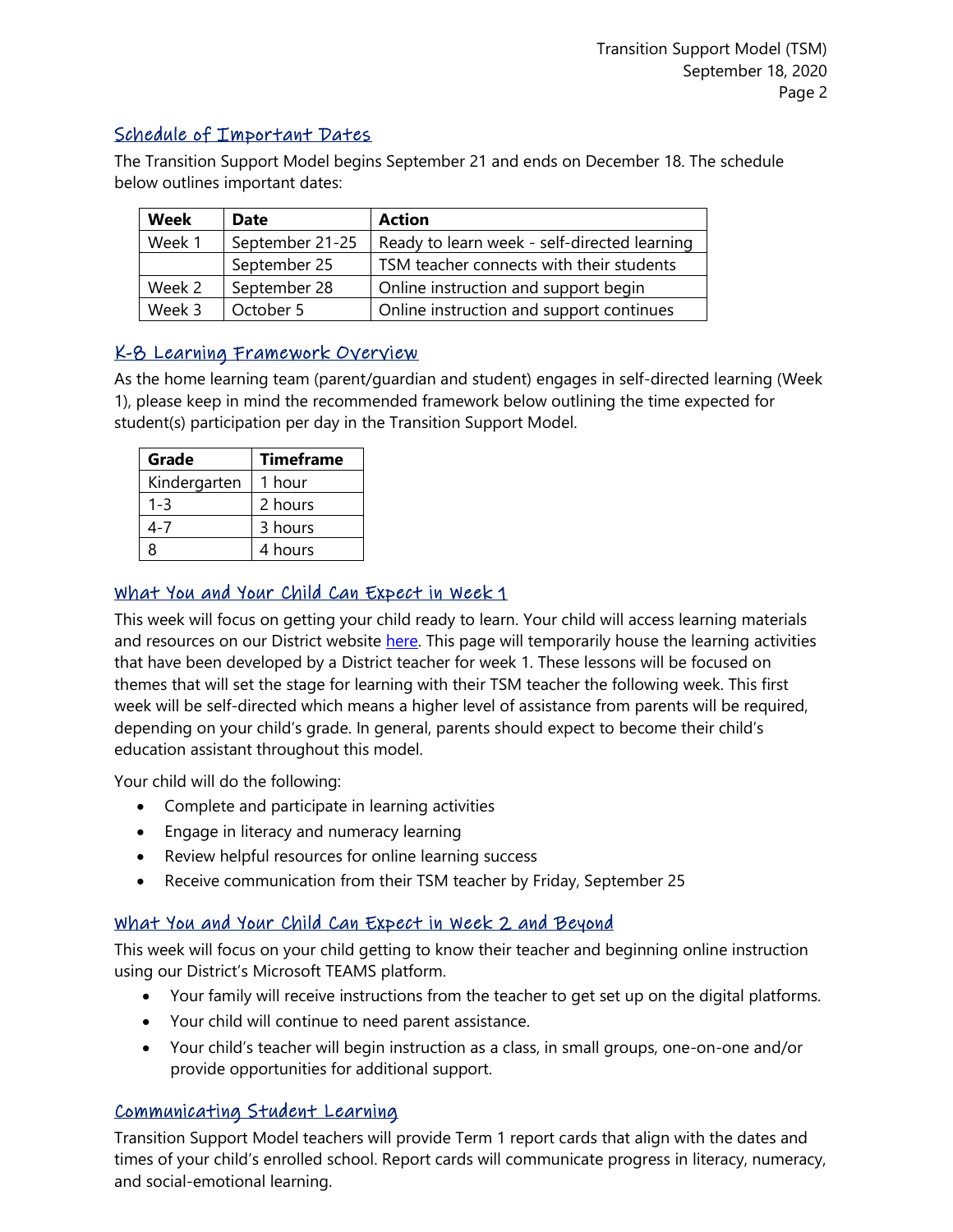## Schedule of Important Dates

The Transition Support Model begins September 21 and ends on December 18. The schedule below outlines important dates:

| Week | Date | Action |
|---|---|---|
| Week 1 | September 21-25 | Ready to learn week - self-directed learning |
| | September 25 | TSM teacher connects with their students |
| Week 2 | September 28 | Online instruction and support begin |
| Week 3 | October 5 | Online instruction and support continues |

## K-8 Learning Framework Overview

As the home learning team (parent/guardian and student) engages in self-directed learning (Week 1), please keep in mind the recommended framework below outlining the time expected for student(s) participation per day in the Transition Support Model.

| Grade | Timeframe |
|---|---|
| Kindergarten | 1 hour |
| 1-3 | 2 hours |
| 4-7 | 3 hours |
| 8 | 4 hours |

## What You and Your Child Can Expect in Week 1

This week will focus on getting your child ready to learn. Your child will access learning materials and resources on our District website here. This page will temporarily house the learning activities that have been developed by a District teacher for week 1. These lessons will be focused on themes that will set the stage for learning with their TSM teacher the following week. This first week will be self-directed which means a higher level of assistance from parents will be required, depending on your child's grade. In general, parents should expect to become their child's education assistant throughout this model.

Your child will do the following:

- Complete and participate in learning activities
- Engage in literacy and numeracy learning
- Review helpful resources for online learning success
- Receive communication from their TSM teacher by Friday, September 25

## What You and Your Child Can Expect in Week 2 and Beyond

This week will focus on your child getting to know their teacher and beginning online instruction using our District's Microsoft TEAMS platform.

- Your family will receive instructions from the teacher to get set up on the digital platforms.
- Your child will continue to need parent assistance.
- Your child's teacher will begin instruction as a class, in small groups, one-on-one and/or provide opportunities for additional support.

## Communicating Student Learning

Transition Support Model teachers will provide Term 1 report cards that align with the dates and times of your child's enrolled school. Report cards will communicate progress in literacy, numeracy, and social-emotional learning.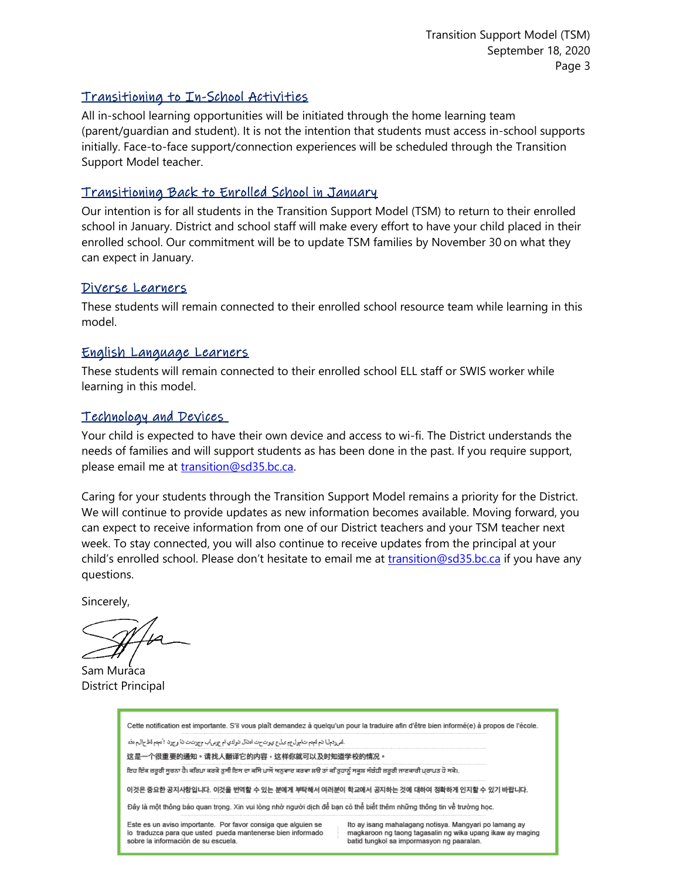## Transitioning to In-School Activities

All in-school learning opportunities will be initiated through the home learning team (parent/guardian and student). It is not the intention that students must access in-school supports initially. Face-to-face support/connection experiences will be scheduled through the Transition Support Model teacher.

## Transitioning Back to Enrolled School in January

Our intention is for all students in the Transition Support Model (TSM) to return to their enrolled school in January. District and school staff will make every effort to have your child placed in their enrolled school. Our commitment will be to update TSM families by November 30 on what they can expect in January.

## Diverse Learners

These students will remain connected to their enrolled school resource team while learning in this model.

## English Language Learners

These students will remain connected to their enrolled school ELL staff or SWIS worker while learning in this model.

## Technology and Devices

Your child is expected to have their own device and access to wi-fi. The District understands the needs of families and will support students as has been done in the past. If you require support, please email me at transition@sd35.bc.ca.

Caring for your students through the Transition Support Model remains a priority for the District. We will continue to provide updates as new information becomes available. Moving forward, you can expect to receive information from one of our District teachers and your TSM teacher next week. To stay connected, you will also continue to receive updates from the principal at your child's enrolled school. Please don't hesitate to email me at transition@sd35.bc.ca if you have any questions.

Sincerely,

Sam Muraca
District Principal

Cette notification est importante. S'il vous plaît demandez à quelqu'un pour la traduire afin d'être bien informé(e) à propos de l'école.

هذه ملاحظة مهمة. أرجو أن تجد من يترجمها لك حتى تكون على معرفة بالأمور المهمة في المدرسة.

这是一个很重要的通知。请找人翻译它的内容，这样你就可以及时知道学校的情况。

ਇਹ ਇੱਕ ਜ਼ਰੂਰੀ ਸੂਚਨਾ ਹੈ। ਕਿਰਪਾ ਕਰਕੇ ਤੁਸੀਂ ਇਸ ਦਾ ਕਿਸੇ ਪਾਸੋਂ ਅਨੁਵਾਦ ਕਰਵਾ ਲਓ ਤਾਂ ਕਿ ਤੁਹਾਨੂੰ ਸਕੂਲ ਸੰਬੰਧੀ ਜ਼ਰੂਰੀ ਜਾਣਕਾਰੀ ਪ੍ਰਾਪਤ ਹੋ ਸਕੇ।

이것은 중요한 공지사항입니다. 이것을 번역할 수 있는 분에게 부탁해서 여러분이 학교에서 공지하는 것에 대하여 정확하게 인지할 수 있기 바랍니다.

Đây là một thông báo quan trọng. Xin vui lòng nhờ người dịch để bạn có thể biết thêm những thông tin về trường học.

Este es un aviso importante. Por favor consiga que alguien se lo traduzca para que usted pueda mantenerse bien informado sobre la información de su escuela.

Ito ay isang mahalagang notisya. Mangyari po lamang ay magkaroon ng taong tagasalin ng wika upang ikaw ay maging batid tungkol sa impormasyon ng paaralan.